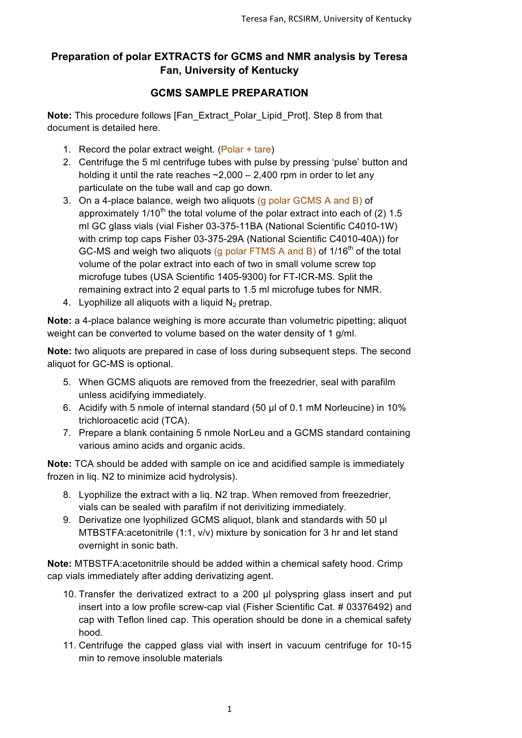# Preparation of polar EXTRACTS for GCMS and NMR analysis by Teresa Fan, University of Kentucky

## GCMS SAMPLE PREPARATION

**Note:** This procedure follows [Fan_Extract_Polar_Lipid_Prot]. Step 8 from that document is detailed here.

1. Record the polar extract weight. (Polar + tare)
2. Centrifuge the 5 ml centrifuge tubes with pulse by pressing 'pulse' button and holding it until the rate reaches ~2,000 – 2,400 rpm in order to let any particulate on the tube wall and cap go down.
3. On a 4-place balance, weigh two aliquots (g polar GCMS A and B) of approximately 1/10$^{th}$ the total volume of the polar extract into each of (2) 1.5 ml GC glass vials (vial Fisher 03-375-11BA (National Scientific C4010-1W) with crimp top caps Fisher 03-375-29A (National Scientific C4010-40A)) for GC-MS and weigh two aliquots (g polar FTMS A and B) of 1/16$^{th}$ of the total volume of the polar extract into each of two in small volume screw top microfuge tubes (USA Scientific 1405-9300) for FT-ICR-MS. Split the remaining extract into 2 equal parts to 1.5 ml microfuge tubes for NMR.
4. Lyophilize all aliquots with a liquid $N_2$ pretrap.

**Note:** a 4-place balance weighing is more accurate than volumetric pipetting; aliquot weight can be converted to volume based on the water density of 1 g/ml.

**Note:** two aliquots are prepared in case of loss during subsequent steps. The second aliquot for GC-MS is optional.

5. When GCMS aliquots are removed from the freezedrier, seal with parafilm unless acidifying immediately.
6. Acidify with 5 nmole of internal standard (50 µl of 0.1 mM Norleucine) in 10% trichloroacetic acid (TCA).
7. Prepare a blank containing 5 nmole NorLeu and a GCMS standard containing various amino acids and organic acids.

**Note:** TCA should be added with sample on ice and acidified sample is immediately frozen in liq. N2 to minimize acid hydrolysis).

8. Lyophilize the extract with a liq. N2 trap. When removed from freezedrier, vials can be sealed with parafilm if not derivitizing immediately.
9. Derivatize one lyophilized GCMS aliquot, blank and standards with 50 µl MTBSTFA:acetonitrile (1:1, v/v) mixture by sonication for 3 hr and let stand overnight in sonic bath.

**Note:** MTBSTFA:acetonitrile should be added within a chemical safety hood. Crimp cap vials immediately after adding derivatizing agent.

10. Transfer the derivatized extract to a 200 µl polyspring glass insert and put insert into a low profile screw-cap vial (Fisher Scientific Cat. # 03376492) and cap with Teflon lined cap. This operation should be done in a chemical safety hood.
11. Centrifuge the capped glass vial with insert in vacuum centrifuge for 10-15 min to remove insoluble materials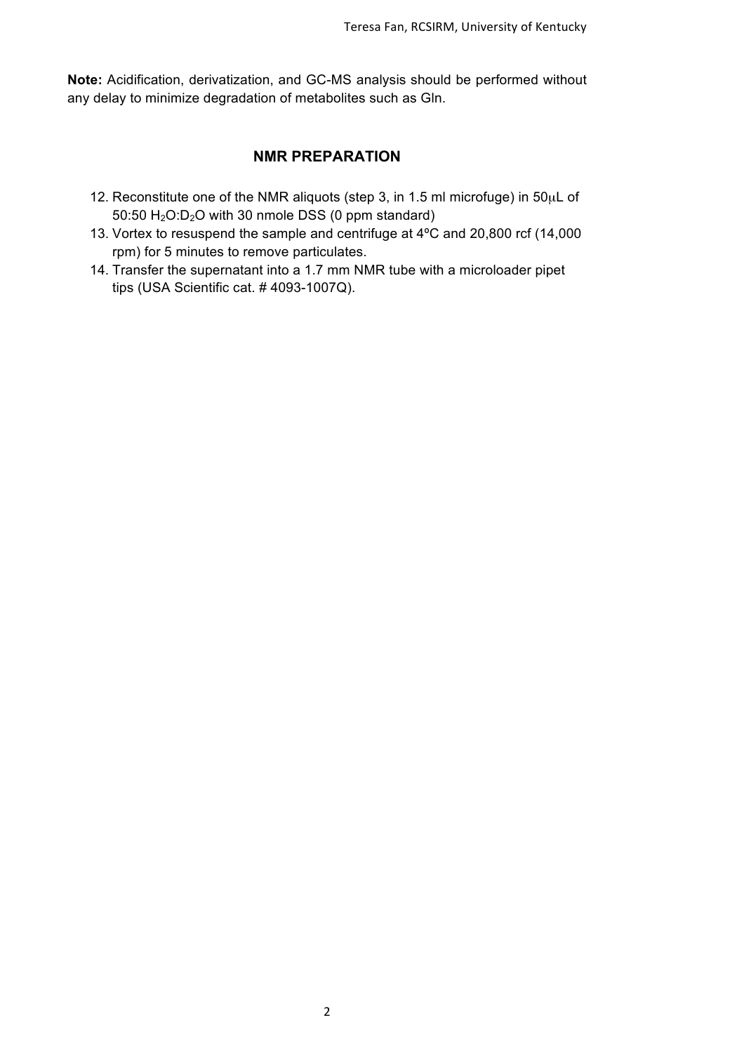**Note:** Acidification, derivatization, and GC-MS analysis should be performed without any delay to minimize degradation of metabolites such as Gln.

## NMR PREPARATION

12. Reconstitute one of the NMR aliquots (step 3, in 1.5 ml microfuge) in 50μL of 50:50 $H_2O$:$D_2O$ with 30 nmole DSS (0 ppm standard)
13. Vortex to resuspend the sample and centrifuge at 4ºC and 20,800 rcf (14,000 rpm) for 5 minutes to remove particulates.
14. Transfer the supernatant into a 1.7 mm NMR tube with a microloader pipet tips (USA Scientific cat. # 4093-1007Q).